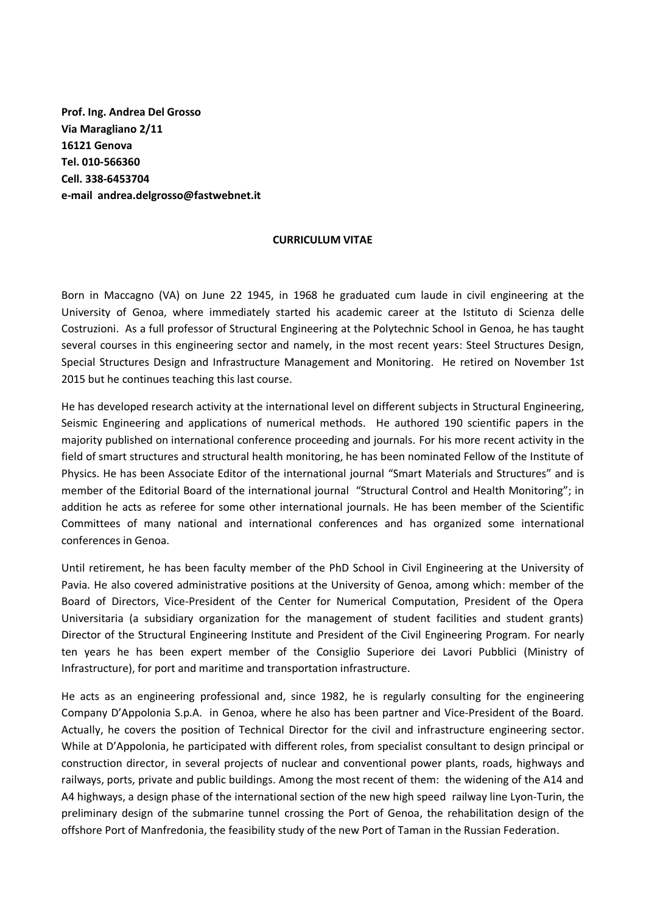**Prof. Ing. Andrea Del Grosso**
**Via Maragliano 2/11**
**16121 Genova**
**Tel. 010-566360**
**Cell. 338-6453704**
**e-mail andrea.delgrosso@fastwebnet.it**

**CURRICULUM VITAE**

Born in Maccagno (VA) on June 22 1945, in 1968 he graduated cum laude in civil engineering at the University of Genoa, where immediately started his academic career at the Istituto di Scienza delle Costruzioni. As a full professor of Structural Engineering at the Polytechnic School in Genoa, he has taught several courses in this engineering sector and namely, in the most recent years: Steel Structures Design, Special Structures Design and Infrastructure Management and Monitoring. He retired on November 1st 2015 but he continues teaching this last course.

He has developed research activity at the international level on different subjects in Structural Engineering, Seismic Engineering and applications of numerical methods. He authored 190 scientific papers in the majority published on international conference proceeding and journals. For his more recent activity in the field of smart structures and structural health monitoring, he has been nominated Fellow of the Institute of Physics. He has been Associate Editor of the international journal "Smart Materials and Structures" and is member of the Editorial Board of the international journal "Structural Control and Health Monitoring"; in addition he acts as referee for some other international journals. He has been member of the Scientific Committees of many national and international conferences and has organized some international conferences in Genoa.

Until retirement, he has been faculty member of the PhD School in Civil Engineering at the University of Pavia. He also covered administrative positions at the University of Genoa, among which: member of the Board of Directors, Vice-President of the Center for Numerical Computation, President of the Opera Universitaria (a subsidiary organization for the management of student facilities and student grants) Director of the Structural Engineering Institute and President of the Civil Engineering Program. For nearly ten years he has been expert member of the Consiglio Superiore dei Lavori Pubblici (Ministry of Infrastructure), for port and maritime and transportation infrastructure.

He acts as an engineering professional and, since 1982, he is regularly consulting for the engineering Company D'Appolonia S.p.A. in Genoa, where he also has been partner and Vice-President of the Board. Actually, he covers the position of Technical Director for the civil and infrastructure engineering sector. While at D'Appolonia, he participated with different roles, from specialist consultant to design principal or construction director, in several projects of nuclear and conventional power plants, roads, highways and railways, ports, private and public buildings. Among the most recent of them: the widening of the A14 and A4 highways, a design phase of the international section of the new high speed railway line Lyon-Turin, the preliminary design of the submarine tunnel crossing the Port of Genoa, the rehabilitation design of the offshore Port of Manfredonia, the feasibility study of the new Port of Taman in the Russian Federation.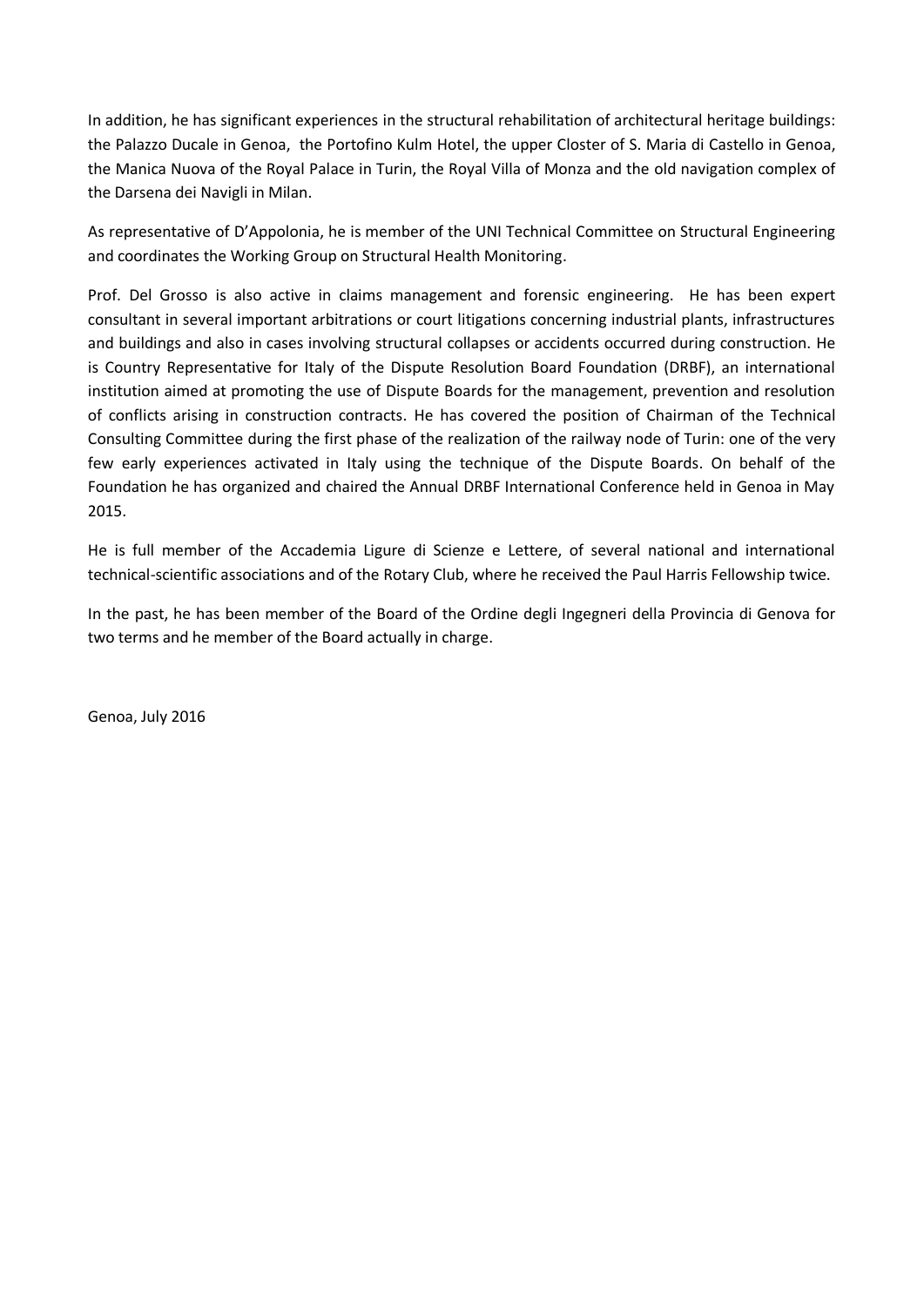In addition, he has significant experiences in the structural rehabilitation of architectural heritage buildings: the Palazzo Ducale in Genoa,  the Portofino Kulm Hotel, the upper Closter of S. Maria di Castello in Genoa, the Manica Nuova of the Royal Palace in Turin, the Royal Villa of Monza and the old navigation complex of the Darsena dei Navigli in Milan.

As representative of D'Appolonia, he is member of the UNI Technical Committee on Structural Engineering and coordinates the Working Group on Structural Health Monitoring.

Prof. Del Grosso is also active in claims management and forensic engineering.  He has been expert consultant in several important arbitrations or court litigations concerning industrial plants, infrastructures and buildings and also in cases involving structural collapses or accidents occurred during construction. He is Country Representative for Italy of the Dispute Resolution Board Foundation (DRBF), an international institution aimed at promoting the use of Dispute Boards for the management, prevention and resolution of conflicts arising in construction contracts. He has covered the position of Chairman of the Technical Consulting Committee during the first phase of the realization of the railway node of Turin: one of the very few early experiences activated in Italy using the technique of the Dispute Boards. On behalf of the Foundation he has organized and chaired the Annual DRBF International Conference held in Genoa in May 2015.

He is full member of the Accademia Ligure di Scienze e Lettere, of several national and international technical-scientific associations and of the Rotary Club, where he received the Paul Harris Fellowship twice.

In the past, he has been member of the Board of the Ordine degli Ingegneri della Provincia di Genova for two terms and he member of the Board actually in charge.

Genoa, July 2016